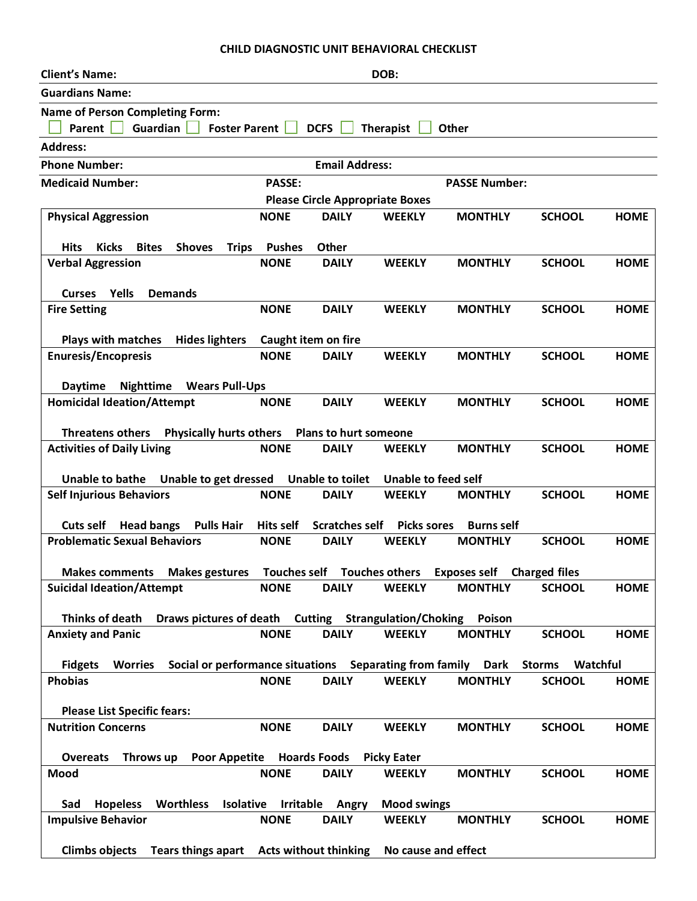# CHILD DIAGNOSTIC UNIT BEHAVIORAL CHECKLIST

**Client's Name:** **DOB:**

**Guardians Name:**

**Name of Person Completing Form:**

☐ Parent ☐ Guardian ☐ Foster Parent ☐ DCFS ☐ Therapist ☐ Other

**Address:**

**Phone Number:** **Email Address:**

**Medicaid Number:** **PASSE:** **PASSE Number:**

**Please Circle Appropriate Boxes**

| | | | | | | |
|---|---|---|---|---|---|---|
| **Physical Aggression** | **NONE** | **DAILY** | **WEEKLY** | **MONTHLY** | **SCHOOL** | **HOME** |
| Hits Kicks Bites Shoves Trips Pushes Other | | | | | | |
| **Verbal Aggression** | **NONE** | **DAILY** | **WEEKLY** | **MONTHLY** | **SCHOOL** | **HOME** |
| Curses Yells Demands | | | | | | |
| **Fire Setting** | **NONE** | **DAILY** | **WEEKLY** | **MONTHLY** | **SCHOOL** | **HOME** |
| Plays with matches Hides lighters Caught item on fire | | | | | | |
| **Enuresis/Encopresis** | **NONE** | **DAILY** | **WEEKLY** | **MONTHLY** | **SCHOOL** | **HOME** |
| Daytime Nighttime Wears Pull-Ups | | | | | | |
| **Homicidal Ideation/Attempt** | **NONE** | **DAILY** | **WEEKLY** | **MONTHLY** | **SCHOOL** | **HOME** |
| Threatens others Physically hurts others Plans to hurt someone | | | | | | |
| **Activities of Daily Living** | **NONE** | **DAILY** | **WEEKLY** | **MONTHLY** | **SCHOOL** | **HOME** |
| Unable to bathe Unable to get dressed Unable to toilet Unable to feed self | | | | | | |
| **Self Injurious Behaviors** | **NONE** | **DAILY** | **WEEKLY** | **MONTHLY** | **SCHOOL** | **HOME** |
| Cuts self Head bangs Pulls Hair Hits self Scratches self Picks sores Burns self | | | | | | |
| **Problematic Sexual Behaviors** | **NONE** | **DAILY** | **WEEKLY** | **MONTHLY** | **SCHOOL** | **HOME** |
| Makes comments Makes gestures Touches self Touches others Exposes self Charged files | | | | | | |
| **Suicidal Ideation/Attempt** | **NONE** | **DAILY** | **WEEKLY** | **MONTHLY** | **SCHOOL** | **HOME** |
| Thinks of death Draws pictures of death Cutting Strangulation/Choking Poison | | | | | | |
| **Anxiety and Panic** | **NONE** | **DAILY** | **WEEKLY** | **MONTHLY** | **SCHOOL** | **HOME** |
| Fidgets Worries Social or performance situations Separating from family Dark Storms Watchful | | | | | | |
| **Phobias** | **NONE** | **DAILY** | **WEEKLY** | **MONTHLY** | **SCHOOL** | **HOME** |
| Please List Specific fears: | | | | | | |
| **Nutrition Concerns** | **NONE** | **DAILY** | **WEEKLY** | **MONTHLY** | **SCHOOL** | **HOME** |
| Overeats Throws up Poor Appetite Hoards Foods Picky Eater | | | | | | |
| **Mood** | **NONE** | **DAILY** | **WEEKLY** | **MONTHLY** | **SCHOOL** | **HOME** |
| Sad Hopeless Worthless Isolative Irritable Angry Mood swings | | | | | | |
| **Impulsive Behavior** | **NONE** | **DAILY** | **WEEKLY** | **MONTHLY** | **SCHOOL** | **HOME** |
| Climbs objects Tears things apart Acts without thinking No cause and effect | | | | | | |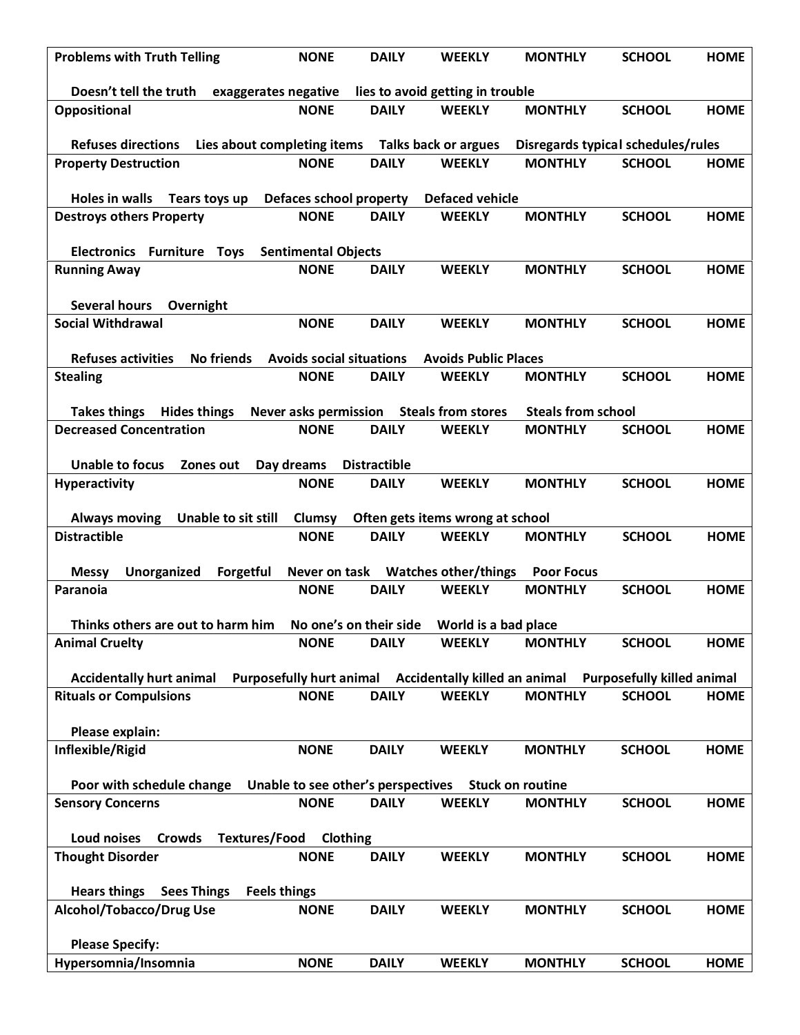| Behavior | | | | | | |
|---|---|---|---|---|---|---|
| **Problems with Truth Telling** | **NONE** | **DAILY** | **WEEKLY** | **MONTHLY** | **SCHOOL** | **HOME** |
| **Doesn't tell the truth    exaggerates negative    lies to avoid getting in trouble** | | | | | | |
| **Oppositional** | **NONE** | **DAILY** | **WEEKLY** | **MONTHLY** | **SCHOOL** | **HOME** |
| **Refuses directions    Lies about completing items    Talks back or argues    Disregards typical schedules/rules** | | | | | | |
| **Property Destruction** | **NONE** | **DAILY** | **WEEKLY** | **MONTHLY** | **SCHOOL** | **HOME** |
| **Holes in walls    Tears toys up    Defaces school property    Defaced vehicle** | | | | | | |
| **Destroys others Property** | **NONE** | **DAILY** | **WEEKLY** | **MONTHLY** | **SCHOOL** | **HOME** |
| **Electronics    Furniture    Toys    Sentimental Objects** | | | | | | |
| **Running Away** | **NONE** | **DAILY** | **WEEKLY** | **MONTHLY** | **SCHOOL** | **HOME** |
| **Several hours    Overnight** | | | | | | |
| **Social Withdrawal** | **NONE** | **DAILY** | **WEEKLY** | **MONTHLY** | **SCHOOL** | **HOME** |
| **Refuses activities    No friends    Avoids social situations    Avoids Public Places** | | | | | | |
| **Stealing** | **NONE** | **DAILY** | **WEEKLY** | **MONTHLY** | **SCHOOL** | **HOME** |
| **Takes things    Hides things    Never asks permission    Steals from stores    Steals from school** | | | | | | |
| **Decreased Concentration** | **NONE** | **DAILY** | **WEEKLY** | **MONTHLY** | **SCHOOL** | **HOME** |
| **Unable to focus    Zones out    Day dreams    Distractible** | | | | | | |
| **Hyperactivity** | **NONE** | **DAILY** | **WEEKLY** | **MONTHLY** | **SCHOOL** | **HOME** |
| **Always moving    Unable to sit still    Clumsy    Often gets items wrong at school** | | | | | | |
| **Distractible** | **NONE** | **DAILY** | **WEEKLY** | **MONTHLY** | **SCHOOL** | **HOME** |
| **Messy    Unorganized    Forgetful    Never on task    Watches other/things    Poor Focus** | | | | | | |
| **Paranoia** | **NONE** | **DAILY** | **WEEKLY** | **MONTHLY** | **SCHOOL** | **HOME** |
| **Thinks others are out to harm him    No one's on their side    World is a bad place** | | | | | | |
| **Animal Cruelty** | **NONE** | **DAILY** | **WEEKLY** | **MONTHLY** | **SCHOOL** | **HOME** |
| **Accidentally hurt animal    Purposefully hurt animal    Accidentally killed an animal    Purposefully killed animal** | | | | | | |
| **Rituals or Compulsions** | **NONE** | **DAILY** | **WEEKLY** | **MONTHLY** | **SCHOOL** | **HOME** |
| **Please explain:** | | | | | | |
| **Inflexible/Rigid** | **NONE** | **DAILY** | **WEEKLY** | **MONTHLY** | **SCHOOL** | **HOME** |
| **Poor with schedule change    Unable to see other's perspectives    Stuck on routine** | | | | | | |
| **Sensory Concerns** | **NONE** | **DAILY** | **WEEKLY** | **MONTHLY** | **SCHOOL** | **HOME** |
| **Loud noises    Crowds    Textures/Food    Clothing** | | | | | | |
| **Thought Disorder** | **NONE** | **DAILY** | **WEEKLY** | **MONTHLY** | **SCHOOL** | **HOME** |
| **Hears things    Sees Things    Feels things** | | | | | | |
| **Alcohol/Tobacco/Drug Use** | **NONE** | **DAILY** | **WEEKLY** | **MONTHLY** | **SCHOOL** | **HOME** |
| **Please Specify:** | | | | | | |
| **Hypersomnia/Insomnia** | **NONE** | **DAILY** | **WEEKLY** | **MONTHLY** | **SCHOOL** | **HOME** |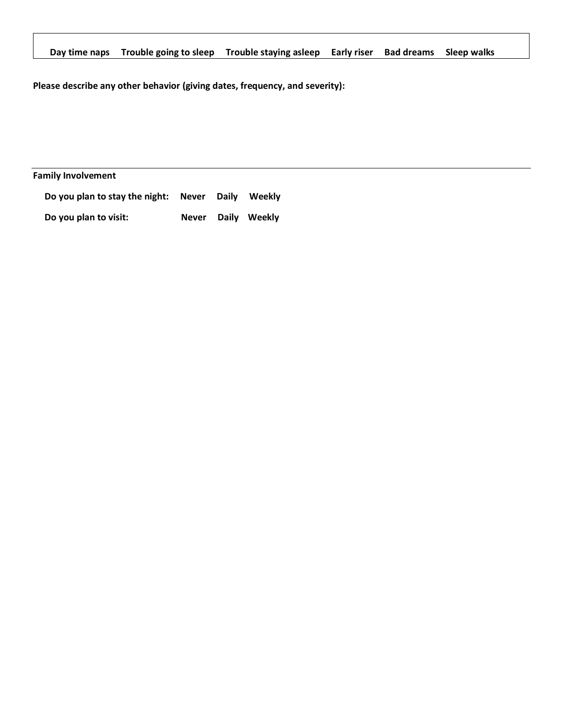**Day time naps Trouble going to sleep Trouble staying asleep Early riser Bad dreams Sleep walks**

**Please describe any other behavior (giving dates, frequency, and severity):**

---

**Family Involvement**

**Do you plan to stay the night: Never Daily Weekly**

**Do you plan to visit: Never Daily Weekly**